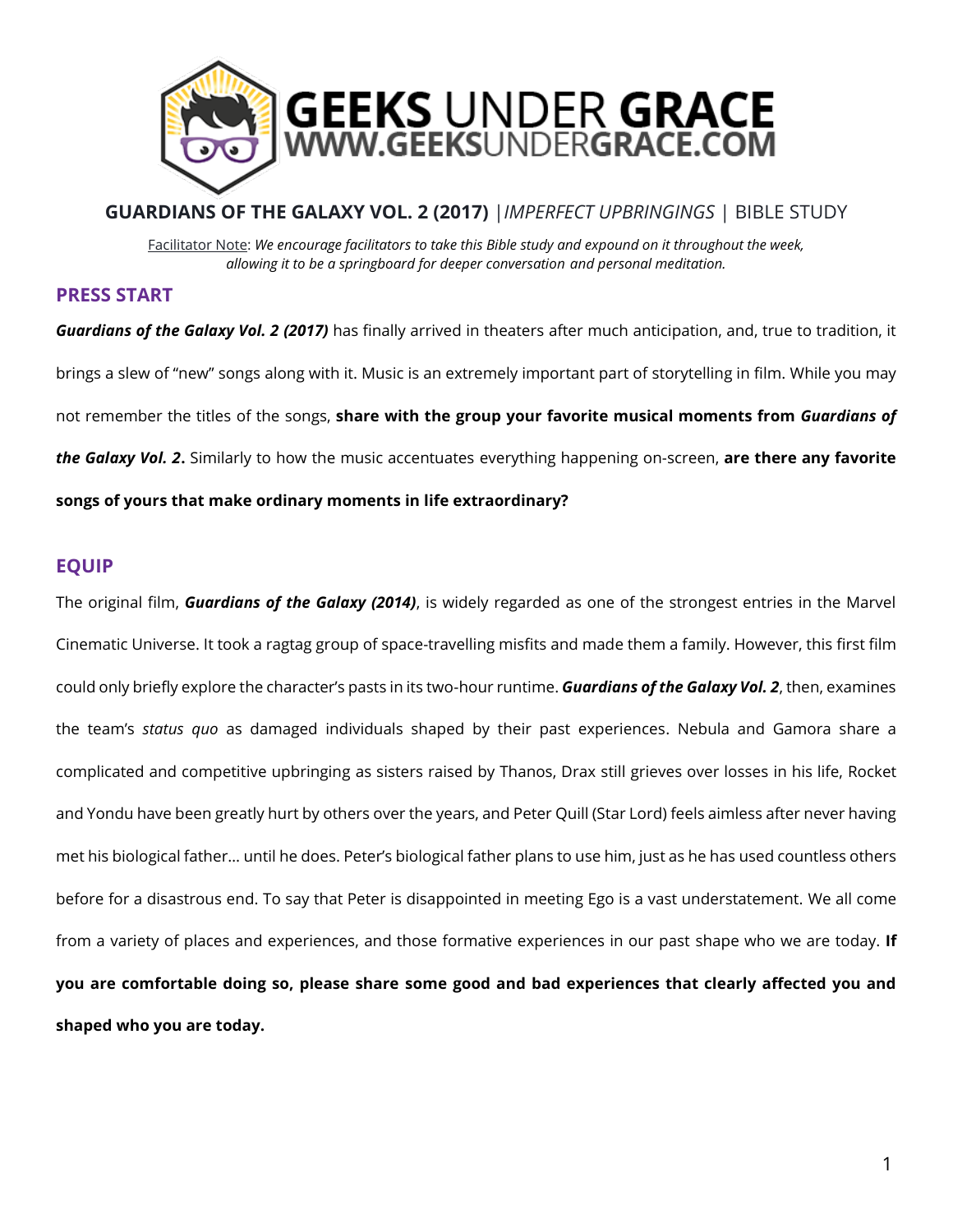# GEEKS UNDER GRACE
## WWW.GEEKSUNDERGRACE.COM

**GUARDIANS OF THE GALAXY VOL. 2 (2017)** | *IMPERFECT UPBRINGINGS* | BIBLE STUDY

Facilitator Note: *We encourage facilitators to take this Bible study and expound on it throughout the week, allowing it to be a springboard for deeper conversation and personal meditation.*

## PRESS START

***Guardians of the Galaxy Vol. 2 (2017)*** has finally arrived in theaters after much anticipation, and, true to tradition, it brings a slew of "new" songs along with it. Music is an extremely important part of storytelling in film. While you may not remember the titles of the songs, **share with the group your favorite musical moments from *Guardians of the Galaxy Vol. 2*.** Similarly to how the music accentuates everything happening on-screen, **are there any favorite songs of yours that make ordinary moments in life extraordinary?**

## EQUIP

The original film, ***Guardians of the Galaxy (2014)***, is widely regarded as one of the strongest entries in the Marvel Cinematic Universe. It took a ragtag group of space-travelling misfits and made them a family. However, this first film could only briefly explore the character's pasts in its two-hour runtime. ***Guardians of the Galaxy Vol. 2***, then, examines the team's *status quo* as damaged individuals shaped by their past experiences. Nebula and Gamora share a complicated and competitive upbringing as sisters raised by Thanos, Drax still grieves over losses in his life, Rocket and Yondu have been greatly hurt by others over the years, and Peter Quill (Star Lord) feels aimless after never having met his biological father… until he does. Peter's biological father plans to use him, just as he has used countless others before for a disastrous end. To say that Peter is disappointed in meeting Ego is a vast understatement. We all come from a variety of places and experiences, and those formative experiences in our past shape who we are today. **If you are comfortable doing so, please share some good and bad experiences that clearly affected you and shaped who you are today.**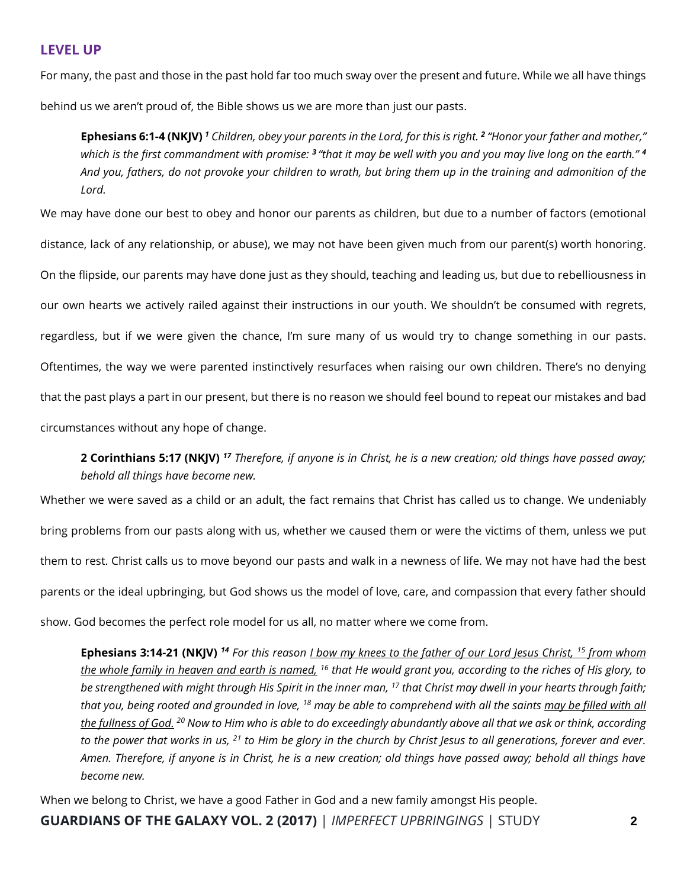## LEVEL UP

For many, the past and those in the past hold far too much sway over the present and future. While we all have things behind us we aren't proud of, the Bible shows us we are more than just our pasts.

> **Ephesians 6:1-4 (NKJV)** [1] *Children, obey your parents in the Lord, for this is right.* [2] *"Honor your father and mother," which is the first commandment with promise:* [3] *"that it may be well with you and you may live long on the earth."* [4] *And you, fathers, do not provoke your children to wrath, but bring them up in the training and admonition of the Lord.*

We may have done our best to obey and honor our parents as children, but due to a number of factors (emotional distance, lack of any relationship, or abuse), we may not have been given much from our parent(s) worth honoring. On the flipside, our parents may have done just as they should, teaching and leading us, but due to rebelliousness in our own hearts we actively railed against their instructions in our youth. We shouldn't be consumed with regrets, regardless, but if we were given the chance, I'm sure many of us would try to change something in our pasts. Oftentimes, the way we were parented instinctively resurfaces when raising our own children. There's no denying that the past plays a part in our present, but there is no reason we should feel bound to repeat our mistakes and bad circumstances without any hope of change.

> **2 Corinthians 5:17 (NKJV)** [17] *Therefore, if anyone is in Christ, he is a new creation; old things have passed away; behold all things have become new.*

Whether we were saved as a child or an adult, the fact remains that Christ has called us to change. We undeniably bring problems from our pasts along with us, whether we caused them or were the victims of them, unless we put them to rest. Christ calls us to move beyond our pasts and walk in a newness of life. We may not have had the best parents or the ideal upbringing, but God shows us the model of love, care, and compassion that every father should show. God becomes the perfect role model for us all, no matter where we come from.

> **Ephesians 3:14-21 (NKJV)** [14] *For this reason <u>I bow my knees to the father of our Lord Jesus Christ,</u>* [15] *<u>from whom the whole family in heaven and earth is named,</u>* [16] *that He would grant you, according to the riches of His glory, to be strengthened with might through His Spirit in the inner man,* [17] *that Christ may dwell in your hearts through faith; that you, being rooted and grounded in love,* [18] *may be able to comprehend with all the saints <u>may be filled with all the fullness of God.</u>* [20] *Now to Him who is able to do exceedingly abundantly above all that we ask or think, according to the power that works in us,* [21] *to Him be glory in the church by Christ Jesus to all generations, forever and ever. Amen. Therefore, if anyone is in Christ, he is a new creation; old things have passed away; behold all things have become new.*

When we belong to Christ, we have a good Father in God and a new family amongst His people.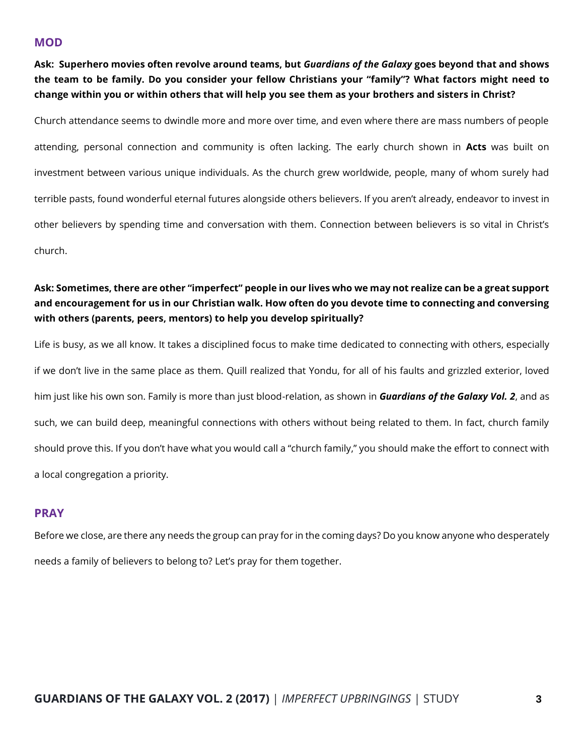## MOD

**Ask: Superhero movies often revolve around teams, but *Guardians of the Galaxy* goes beyond that and shows the team to be family. Do you consider your fellow Christians your "family"? What factors might need to change within you or within others that will help you see them as your brothers and sisters in Christ?**

Church attendance seems to dwindle more and more over time, and even where there are mass numbers of people attending, personal connection and community is often lacking. The early church shown in **Acts** was built on investment between various unique individuals. As the church grew worldwide, people, many of whom surely had terrible pasts, found wonderful eternal futures alongside others believers. If you aren't already, endeavor to invest in other believers by spending time and conversation with them. Connection between believers is so vital in Christ's church.

**Ask: Sometimes, there are other "imperfect" people in our lives who we may not realize can be a great support and encouragement for us in our Christian walk. How often do you devote time to connecting and conversing with others (parents, peers, mentors) to help you develop spiritually?**

Life is busy, as we all know. It takes a disciplined focus to make time dedicated to connecting with others, especially if we don't live in the same place as them. Quill realized that Yondu, for all of his faults and grizzled exterior, loved him just like his own son. Family is more than just blood-relation, as shown in ***Guardians of the Galaxy Vol. 2***, and as such, we can build deep, meaningful connections with others without being related to them. In fact, church family should prove this. If you don't have what you would call a "church family," you should make the effort to connect with a local congregation a priority.

## PRAY

Before we close, are there any needs the group can pray for in the coming days? Do you know anyone who desperately needs a family of believers to belong to? Let's pray for them together.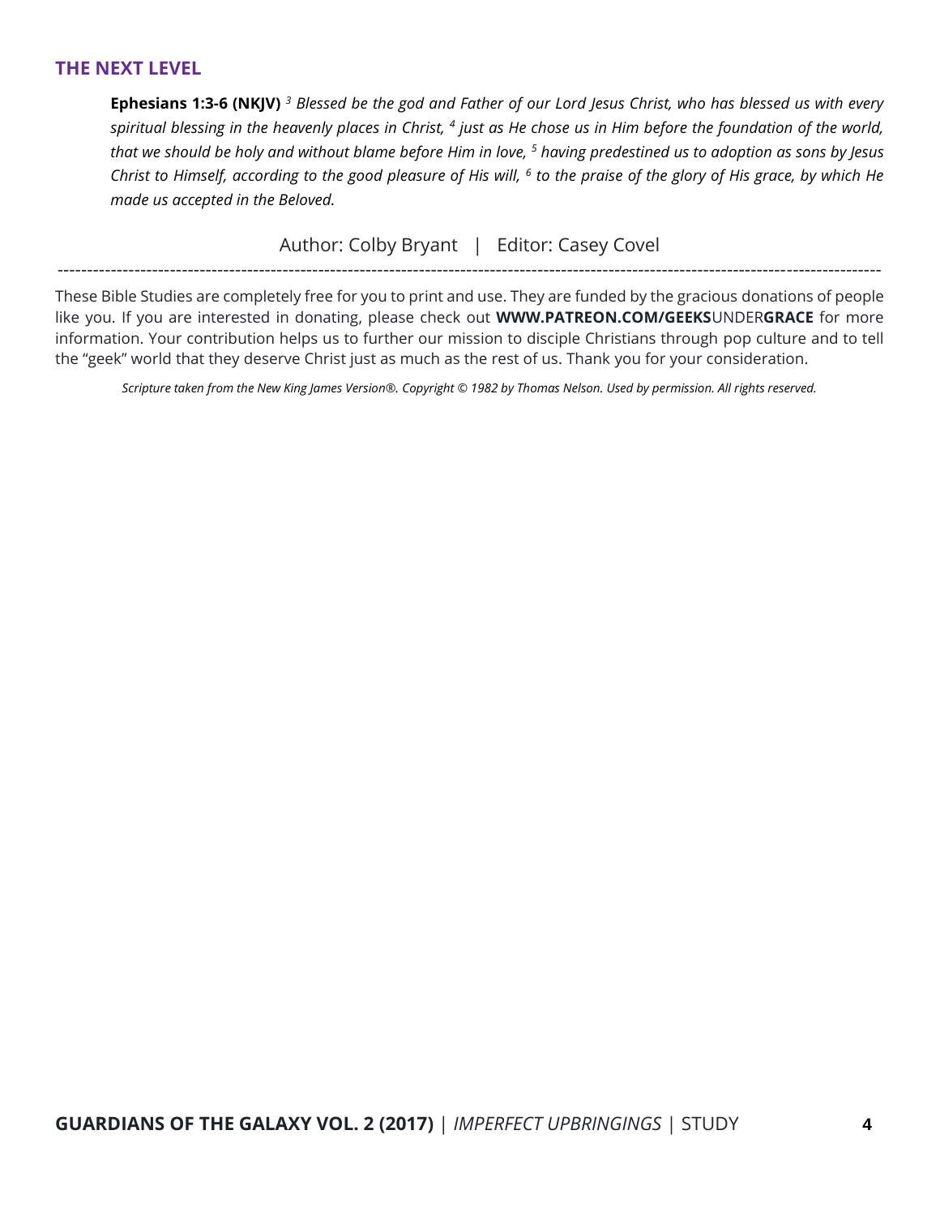## THE NEXT LEVEL

**Ephesians 1:3-6 (NKJV)** [3] *Blessed be the god and Father of our Lord Jesus Christ, who has blessed us with every spiritual blessing in the heavenly places in Christ,* [4] *just as He chose us in Him before the foundation of the world, that we should be holy and without blame before Him in love,* [5] *having predestined us to adoption as sons by Jesus Christ to Himself, according to the good pleasure of His will,* [6] *to the praise of the glory of His grace, by which He made us accepted in the Beloved.*

Author: Colby Bryant | Editor: Casey Covel

---

These Bible Studies are completely free for you to print and use. They are funded by the gracious donations of people like you. If you are interested in donating, please check out **WWW.PATREON.COM/GEEKS**UNDER**GRACE** for more information. Your contribution helps us to further our mission to disciple Christians through pop culture and to tell the "geek" world that they deserve Christ just as much as the rest of us. Thank you for your consideration.

*Scripture taken from the New King James Version®. Copyright © 1982 by Thomas Nelson. Used by permission. All rights reserved.*